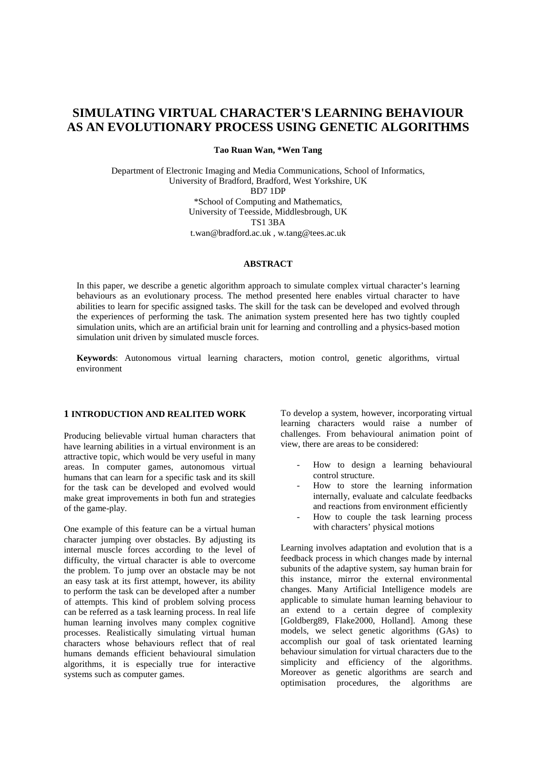# SIMULATING VIRTUAL CHARACTER'S LEARNING BEHAVIOUR AS AN EVOLUTIONARY PROCESS USING GENETIC ALGORITHMS

**Tao Ruan Wan, *Wen Tang**

Department of Electronic Imaging and Media Communications, School of Informatics,
University of Bradford, Bradford, West Yorkshire, UK
BD7 1DP
*School of Computing and Mathematics,
University of Teesside, Middlesbrough, UK
TS1 3BA
t.wan@bradford.ac.uk , w.tang@tees.ac.uk

## ABSTRACT

In this paper, we describe a genetic algorithm approach to simulate complex virtual character's learning behaviours as an evolutionary process. The method presented here enables virtual character to have abilities to learn for specific assigned tasks. The skill for the task can be developed and evolved through the experiences of performing the task. The animation system presented here has two tightly coupled simulation units, which are an artificial brain unit for learning and controlling and a physics-based motion simulation unit driven by simulated muscle forces.

**Keywords**: Autonomous virtual learning characters, motion control, genetic algorithms, virtual environment

## 1 INTRODUCTION AND REALITED WORK

Producing believable virtual human characters that have learning abilities in a virtual environment is an attractive topic, which would be very useful in many areas. In computer games, autonomous virtual humans that can learn for a specific task and its skill for the task can be developed and evolved would make great improvements in both fun and strategies of the game-play.

One example of this feature can be a virtual human character jumping over obstacles. By adjusting its internal muscle forces according to the level of difficulty, the virtual character is able to overcome the problem. To jump over an obstacle may be not an easy task at its first attempt, however, its ability to perform the task can be developed after a number of attempts. This kind of problem solving process can be referred as a task learning process. In real life human learning involves many complex cognitive processes. Realistically simulating virtual human characters whose behaviours reflect that of real humans demands efficient behavioural simulation algorithms, it is especially true for interactive systems such as computer games.

To develop a system, however, incorporating virtual learning characters would raise a number of challenges. From behavioural animation point of view, there are areas to be considered:

- How to design a learning behavioural control structure.
- How to store the learning information internally, evaluate and calculate feedbacks and reactions from environment efficiently
- How to couple the task learning process with characters' physical motions

Learning involves adaptation and evolution that is a feedback process in which changes made by internal subunits of the adaptive system, say human brain for this instance, mirror the external environmental changes. Many Artificial Intelligence models are applicable to simulate human learning behaviour to an extend to a certain degree of complexity [Goldberg89, Flake2000, Holland]. Among these models, we select genetic algorithms (GAs) to accomplish our goal of task orientated learning behaviour simulation for virtual characters due to the simplicity and efficiency of the algorithms. Moreover as genetic algorithms are search and optimisation procedures, the algorithms are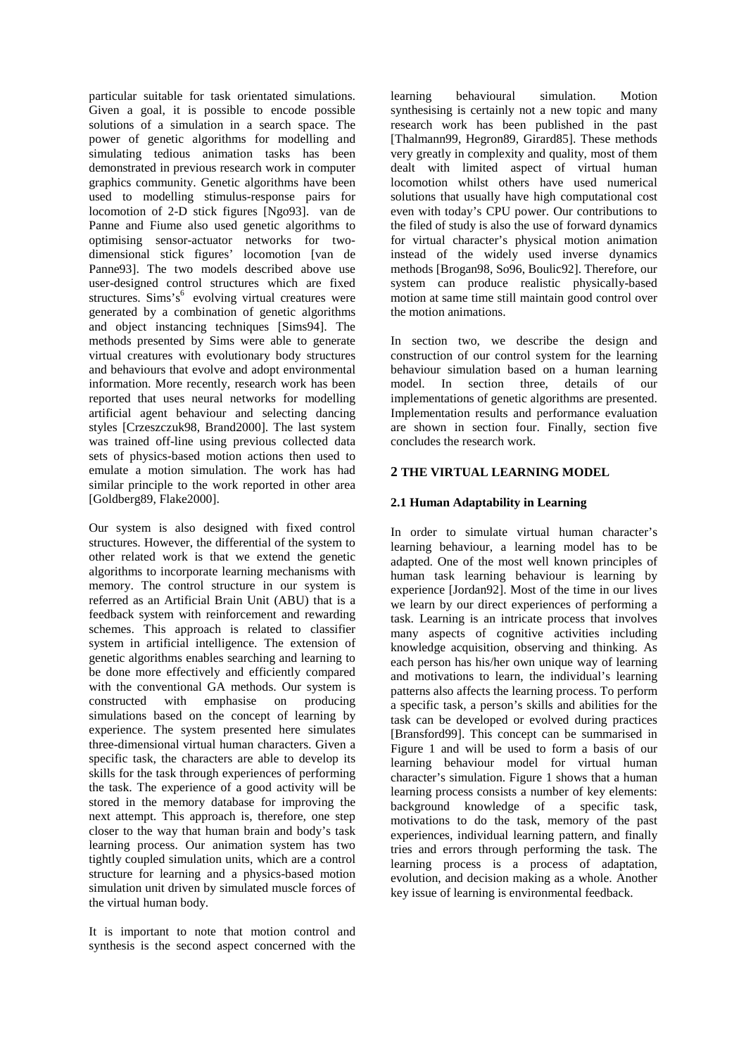particular suitable for task orientated simulations. Given a goal, it is possible to encode possible solutions of a simulation in a search space. The power of genetic algorithms for modelling and simulating tedious animation tasks has been demonstrated in previous research work in computer graphics community. Genetic algorithms have been used to modelling stimulus-response pairs for locomotion of 2-D stick figures [Ngo93]. van de Panne and Fiume also used genetic algorithms to optimising sensor-actuator networks for two-dimensional stick figures' locomotion [van de Panne93]. The two models described above use user-designed control structures which are fixed structures. Sims's[6] evolving virtual creatures were generated by a combination of genetic algorithms and object instancing techniques [Sims94]. The methods presented by Sims were able to generate virtual creatures with evolutionary body structures and behaviours that evolve and adopt environmental information. More recently, research work has been reported that uses neural networks for modelling artificial agent behaviour and selecting dancing styles [Crzeszczuk98, Brand2000]. The last system was trained off-line using previous collected data sets of physics-based motion actions then used to emulate a motion simulation. The work has had similar principle to the work reported in other area [Goldberg89, Flake2000].

Our system is also designed with fixed control structures. However, the differential of the system to other related work is that we extend the genetic algorithms to incorporate learning mechanisms with memory. The control structure in our system is referred as an Artificial Brain Unit (ABU) that is a feedback system with reinforcement and rewarding schemes. This approach is related to classifier system in artificial intelligence. The extension of genetic algorithms enables searching and learning to be done more effectively and efficiently compared with the conventional GA methods. Our system is constructed with emphasise on producing simulations based on the concept of learning by experience. The system presented here simulates three-dimensional virtual human characters. Given a specific task, the characters are able to develop its skills for the task through experiences of performing the task. The experience of a good activity will be stored in the memory database for improving the next attempt. This approach is, therefore, one step closer to the way that human brain and body's task learning process. Our animation system has two tightly coupled simulation units, which are a control structure for learning and a physics-based motion simulation unit driven by simulated muscle forces of the virtual human body.

It is important to note that motion control and synthesis is the second aspect concerned with the learning behavioural simulation. Motion synthesising is certainly not a new topic and many research work has been published in the past [Thalmann99, Hegron89, Girard85]. These methods very greatly in complexity and quality, most of them dealt with limited aspect of virtual human locomotion whilst others have used numerical solutions that usually have high computational cost even with today's CPU power. Our contributions to the filed of study is also the use of forward dynamics for virtual character's physical motion animation instead of the widely used inverse dynamics methods [Brogan98, So96, Boulic92]. Therefore, our system can produce realistic physically-based motion at same time still maintain good control over the motion animations.

In section two, we describe the design and construction of our control system for the learning behaviour simulation based on a human learning model. In section three, details of our implementations of genetic algorithms are presented. Implementation results and performance evaluation are shown in section four. Finally, section five concludes the research work.

## 2 THE VIRTUAL LEARNING MODEL

### 2.1 Human Adaptability in Learning

In order to simulate virtual human character's learning behaviour, a learning model has to be adapted. One of the most well known principles of human task learning behaviour is learning by experience [Jordan92]. Most of the time in our lives we learn by our direct experiences of performing a task. Learning is an intricate process that involves many aspects of cognitive activities including knowledge acquisition, observing and thinking. As each person has his/her own unique way of learning and motivations to learn, the individual's learning patterns also affects the learning process. To perform a specific task, a person's skills and abilities for the task can be developed or evolved during practices [Bransford99]. This concept can be summarised in Figure 1 and will be used to form a basis of our learning behaviour model for virtual human character's simulation. Figure 1 shows that a human learning process consists a number of key elements: background knowledge of a specific task, motivations to do the task, memory of the past experiences, individual learning pattern, and finally tries and errors through performing the task. The learning process is a process of adaptation, evolution, and decision making as a whole. Another key issue of learning is environmental feedback.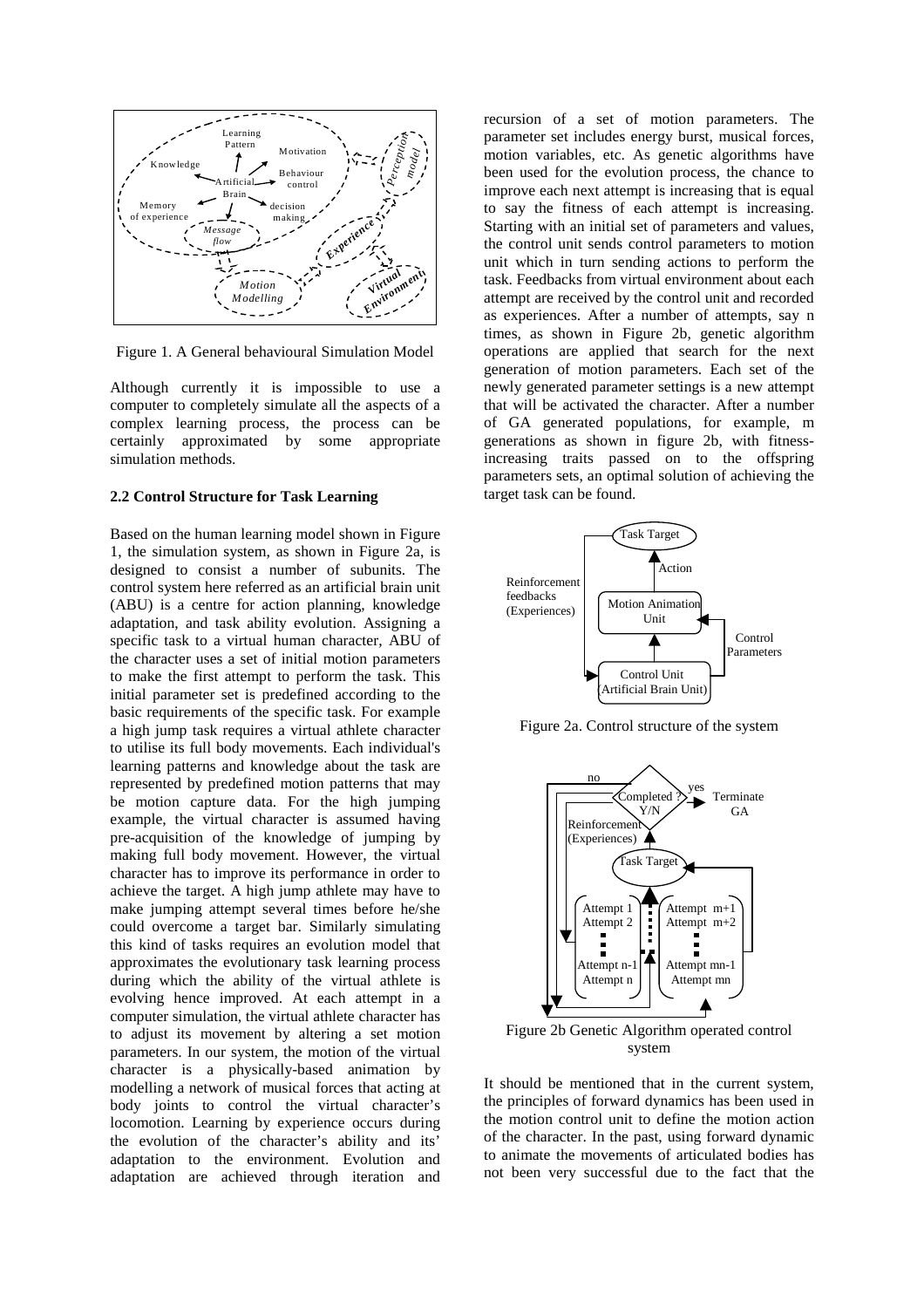Figure 1. A General behavioural Simulation Model

Although currently it is impossible to use a computer to completely simulate all the aspects of a complex learning process, the process can be certainly approximated by some appropriate simulation methods.

### 2.2 Control Structure for Task Learning

Based on the human learning model shown in Figure 1, the simulation system, as shown in Figure 2a, is designed to consist a number of subunits. The control system here referred as an artificial brain unit (ABU) is a centre for action planning, knowledge adaptation, and task ability evolution. Assigning a specific task to a virtual human character, ABU of the character uses a set of initial motion parameters to make the first attempt to perform the task. This initial parameter set is predefined according to the basic requirements of the specific task. For example a high jump task requires a virtual athlete character to utilise its full body movements. Each individual's learning patterns and knowledge about the task are represented by predefined motion patterns that may be motion capture data. For the high jumping example, the virtual character is assumed having pre-acquisition of the knowledge of jumping by making full body movement. However, the virtual character has to improve its performance in order to achieve the target. A high jump athlete may have to make jumping attempt several times before he/she could overcome a target bar. Similarly simulating this kind of tasks requires an evolution model that approximates the evolutionary task learning process during which the ability of the virtual athlete is evolving hence improved. At each attempt in a computer simulation, the virtual athlete character has to adjust its movement by altering a set motion parameters. In our system, the motion of the virtual character is a physically-based animation by modelling a network of musical forces that acting at body joints to control the virtual character's locomotion. Learning by experience occurs during the evolution of the character's ability and its' adaptation to the environment. Evolution and adaptation are achieved through iteration and recursion of a set of motion parameters. The parameter set includes energy burst, musical forces, motion variables, etc. As genetic algorithms have been used for the evolution process, the chance to improve each next attempt is increasing that is equal to say the fitness of each attempt is increasing. Starting with an initial set of parameters and values, the control unit sends control parameters to motion unit which in turn sending actions to perform the task. Feedbacks from virtual environment about each attempt are received by the control unit and recorded as experiences. After a number of attempts, say n times, as shown in Figure 2b, genetic algorithm operations are applied that search for the next generation of motion parameters. Each set of the newly generated parameter settings is a new attempt that will be activated the character. After a number of GA generated populations, for example, m generations as shown in figure 2b, with fitness-increasing traits passed on to the offspring parameters sets, an optimal solution of achieving the target task can be found.

Figure 2a. Control structure of the system

Figure 2b Genetic Algorithm operated control system

It should be mentioned that in the current system, the principles of forward dynamics has been used in the motion control unit to define the motion action of the character. In the past, using forward dynamic to animate the movements of articulated bodies has not been very successful due to the fact that the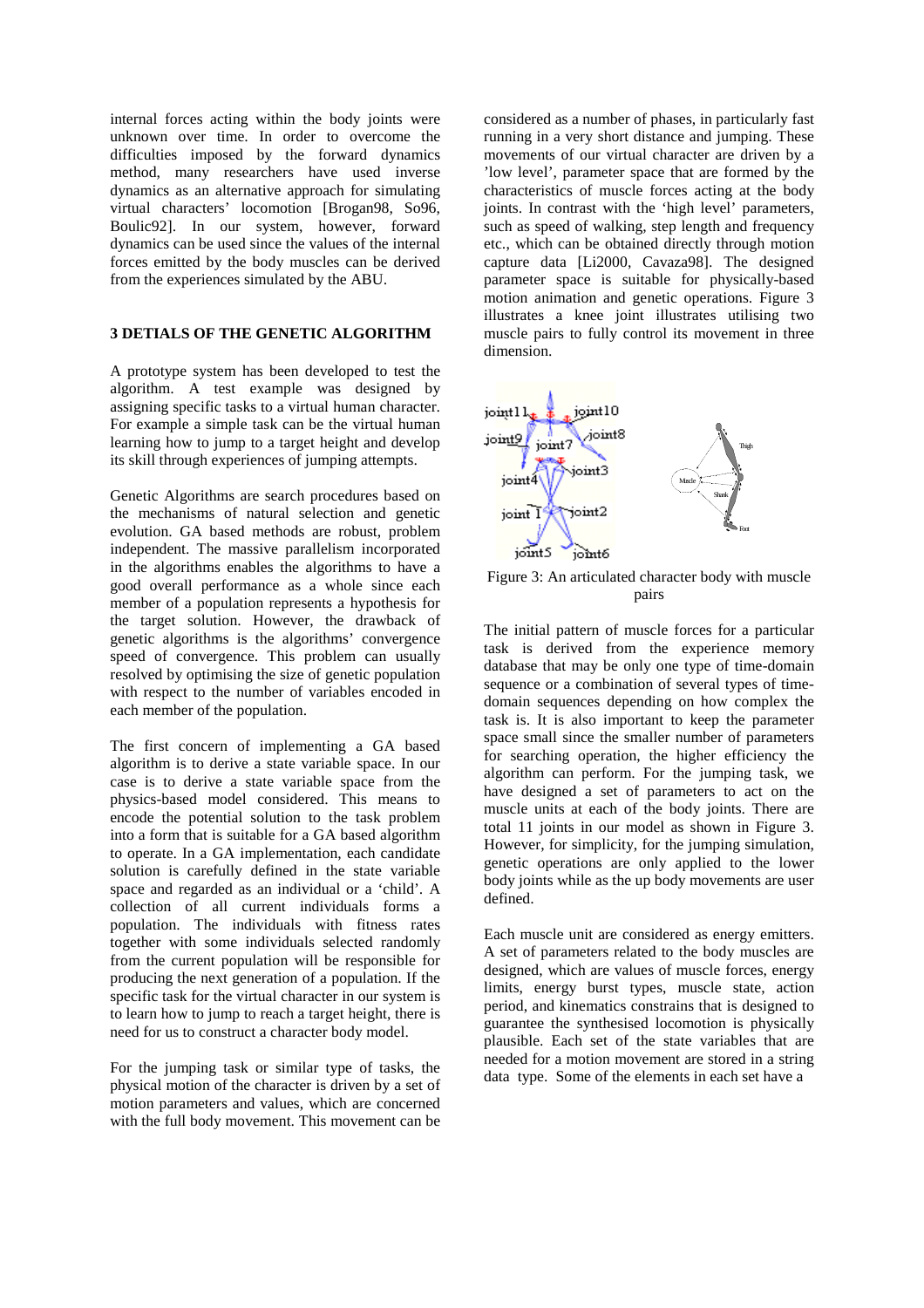internal forces acting within the body joints were unknown over time. In order to overcome the difficulties imposed by the forward dynamics method, many researchers have used inverse dynamics as an alternative approach for simulating virtual characters' locomotion [Brogan98, So96, Boulic92]. In our system, however, forward dynamics can be used since the values of the internal forces emitted by the body muscles can be derived from the experiences simulated by the ABU.

## 3 DETIALS OF THE GENETIC ALGORITHM

A prototype system has been developed to test the algorithm. A test example was designed by assigning specific tasks to a virtual human character. For example a simple task can be the virtual human learning how to jump to a target height and develop its skill through experiences of jumping attempts.

Genetic Algorithms are search procedures based on the mechanisms of natural selection and genetic evolution. GA based methods are robust, problem independent. The massive parallelism incorporated in the algorithms enables the algorithms to have a good overall performance as a whole since each member of a population represents a hypothesis for the target solution. However, the drawback of genetic algorithms is the algorithms' convergence speed of convergence. This problem can usually resolved by optimising the size of genetic population with respect to the number of variables encoded in each member of the population.

The first concern of implementing a GA based algorithm is to derive a state variable space. In our case is to derive a state variable space from the physics-based model considered. This means to encode the potential solution to the task problem into a form that is suitable for a GA based algorithm to operate. In a GA implementation, each candidate solution is carefully defined in the state variable space and regarded as an individual or a 'child'. A collection of all current individuals forms a population. The individuals with fitness rates together with some individuals selected randomly from the current population will be responsible for producing the next generation of a population. If the specific task for the virtual character in our system is to learn how to jump to reach a target height, there is need for us to construct a character body model.

For the jumping task or similar type of tasks, the physical motion of the character is driven by a set of motion parameters and values, which are concerned with the full body movement. This movement can be considered as a number of phases, in particularly fast running in a very short distance and jumping. These movements of our virtual character are driven by a 'low level', parameter space that are formed by the characteristics of muscle forces acting at the body joints. In contrast with the 'high level' parameters, such as speed of walking, step length and frequency etc., which can be obtained directly through motion capture data [Li2000, Cavaza98]. The designed parameter space is suitable for physically-based motion animation and genetic operations. Figure 3 illustrates a knee joint illustrates utilising two muscle pairs to fully control its movement in three dimension.

Figure 3: An articulated character body with muscle pairs

The initial pattern of muscle forces for a particular task is derived from the experience memory database that may be only one type of time-domain sequence or a combination of several types of time-domain sequences depending on how complex the task is. It is also important to keep the parameter space small since the smaller number of parameters for searching operation, the higher efficiency the algorithm can perform. For the jumping task, we have designed a set of parameters to act on the muscle units at each of the body joints. There are total 11 joints in our model as shown in Figure 3. However, for simplicity, for the jumping simulation, genetic operations are only applied to the lower body joints while as the up body movements are user defined.

Each muscle unit are considered as energy emitters. A set of parameters related to the body muscles are designed, which are values of muscle forces, energy limits, energy burst types, muscle state, action period, and kinematics constrains that is designed to guarantee the synthesised locomotion is physically plausible. Each set of the state variables that are needed for a motion movement are stored in a string data type. Some of the elements in each set have a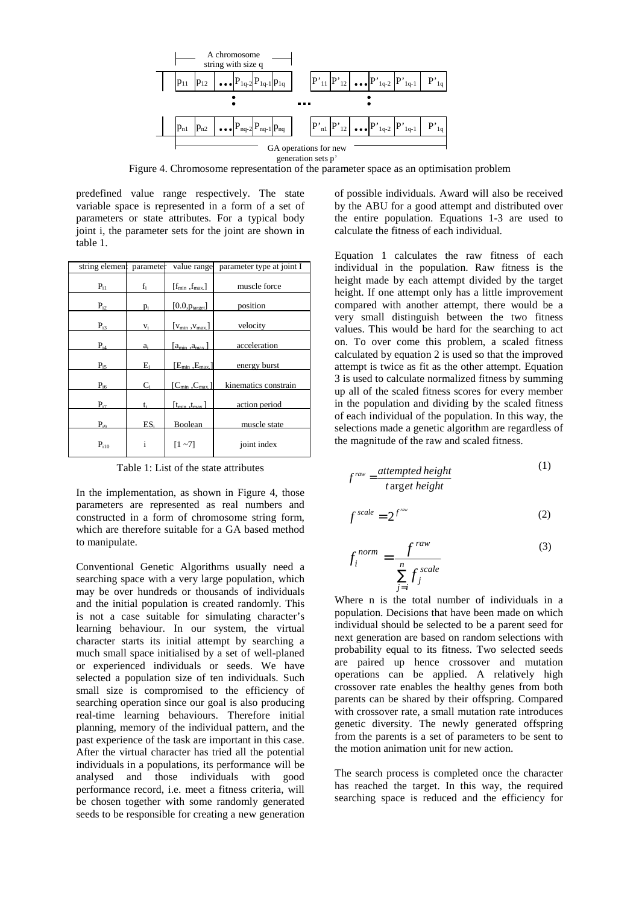Figure 4. Chromosome representation of the parameter space as an optimisation problem

predefined value range respectively. The state variable space is represented in a form of a set of parameters or state attributes. For a typical body joint i, the parameter sets for the joint are shown in table 1.

| string element | parameter | value range | parameter type at joint I |
|---|---|---|---|
| $P_{i1}$ | $f_i$ | $[f_{min}, f_{max}]$ | muscle force |
| $P_{i2}$ | $p_i$ | $[0.0, p_{target}]$ | position |
| $P_{i3}$ | $v_i$ | $[v_{min}, v_{max}]$ | velocity |
| $P_{i4}$ | $a_i$ | $[a_{min}, a_{max}]$ | acceleration |
| $P_{i5}$ | $E_i$ | $[E_{min}, E_{max}]$ | energy burst |
| $P_{i6}$ | $C_i$ | $[C_{min}, C_{max}]$ | kinematics constrain |
| $P_{i7}$ | $t_i$ | $[t_{min}, t_{max}]$ | action period |
| $P_{i9}$ | $ES_i$ | Boolean | muscle state |
| $P_{i10}$ | i | [1 ~7] | joint index |

Table 1: List of the state attributes

In the implementation, as shown in Figure 4, those parameters are represented as real numbers and constructed in a form of chromosome string form, which are therefore suitable for a GA based method to manipulate.

Conventional Genetic Algorithms usually need a searching space with a very large population, which may be over hundreds or thousands of individuals and the initial population is created randomly. This is not a case suitable for simulating character's learning behaviour. In our system, the virtual character starts its initial attempt by searching a much small space initialised by a set of well-planed or experienced individuals or seeds. We have selected a population size of ten individuals. Such small size is compromised to the efficiency of searching operation since our goal is also producing real-time learning behaviours. Therefore initial planning, memory of the individual pattern, and the past experience of the task are important in this case. After the virtual character has tried all the potential individuals in a populations, its performance will be analysed and those individuals with good performance record, i.e. meet a fitness criteria, will be chosen together with some randomly generated seeds to be responsible for creating a new generation of possible individuals. Award will also be received by the ABU for a good attempt and distributed over the entire population. Equations 1-3 are used to calculate the fitness of each individual.

Equation 1 calculates the raw fitness of each individual in the population. Raw fitness is the height made by each attempt divided by the target height. If one attempt only has a little improvement compared with another attempt, there would be a very small distinguish between the two fitness values. This would be hard for the searching to act on. To over come this problem, a scaled fitness calculated by equation 2 is used so that the improved attempt is twice as fit as the other attempt. Equation 3 is used to calculate normalized fitness by summing up all of the scaled fitness scores for every member in the population and dividing by the scaled fitness of each individual of the population. In this way, the selections made a genetic algorithm are regardless of the magnitude of the raw and scaled fitness.

$$f^{raw} = \frac{attempted\ height}{target\ height} \quad (1)$$

$$f^{scale} = 2^{f^{raw}} \quad (2)$$

$$f_i^{norm} = \frac{f^{raw}}{\sum_{j=i}^{n} f_j^{scale}} \quad (3)$$

Where n is the total number of individuals in a population. Decisions that have been made on which individual should be selected to be a parent seed for next generation are based on random selections with probability equal to its fitness. Two selected seeds are paired up hence crossover and mutation operations can be applied. A relatively high crossover rate enables the healthy genes from both parents can be shared by their offspring. Compared with crossover rate, a small mutation rate introduces genetic diversity. The newly generated offspring from the parents is a set of parameters to be sent to the motion animation unit for new action.

The search process is completed once the character has reached the target. In this way, the required searching space is reduced and the efficiency for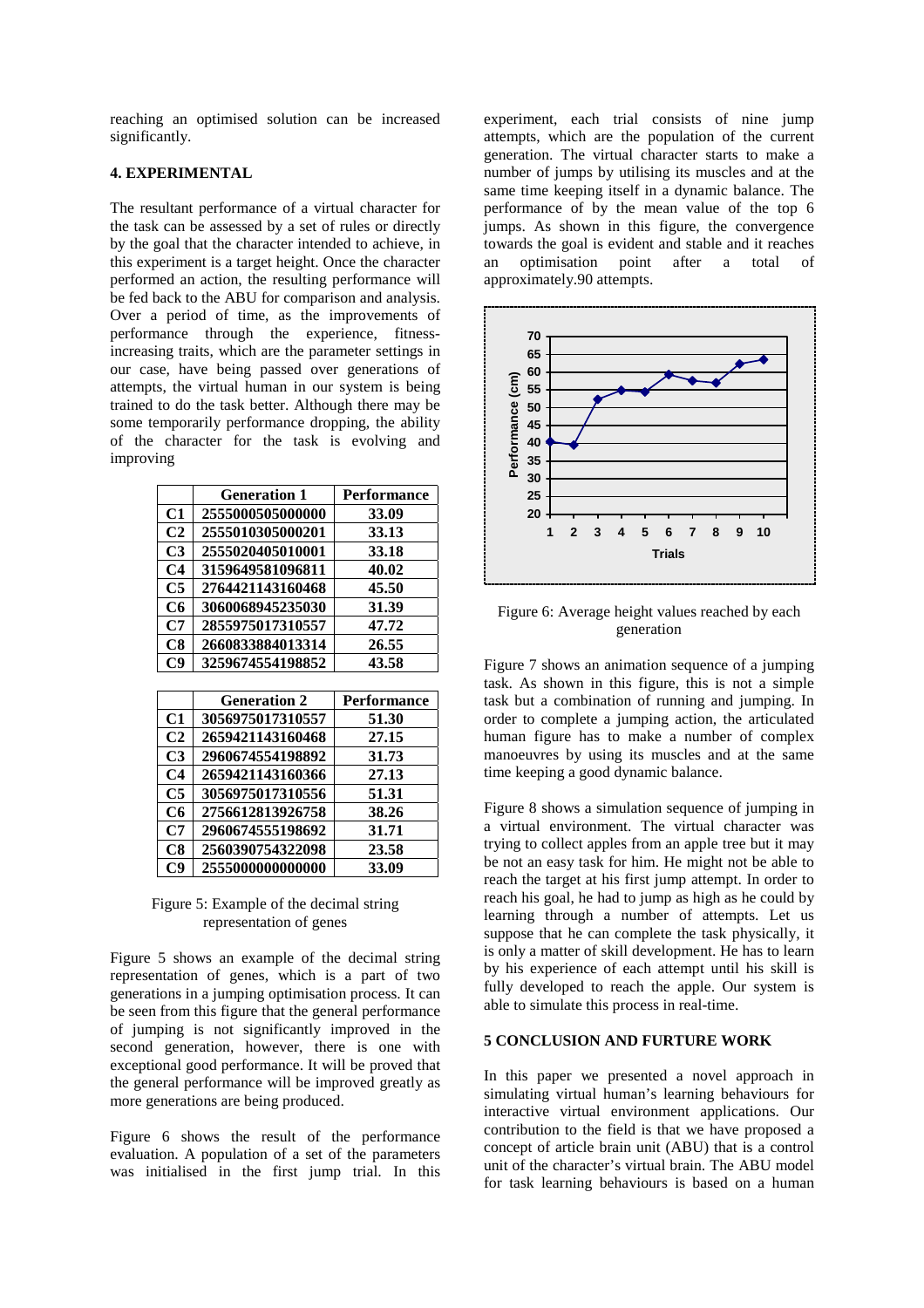reaching an optimised solution can be increased significantly.

## 4. EXPERIMENTAL

The resultant performance of a virtual character for the task can be assessed by a set of rules or directly by the goal that the character intended to achieve, in this experiment is a target height. Once the character performed an action, the resulting performance will be fed back to the ABU for comparison and analysis. Over a period of time, as the improvements of performance through the experience, fitness-increasing traits, which are the parameter settings in our case, have being passed over generations of attempts, the virtual human in our system is being trained to do the task better. Although there may be some temporarily performance dropping, the ability of the character for the task is evolving and improving

| | Generation 1 | Performance |
|---|---|---|
| C1 | 2555000505000000 | 33.09 |
| C2 | 2555010305000201 | 33.13 |
| C3 | 2555020405010001 | 33.18 |
| C4 | 3159649581096811 | 40.02 |
| C5 | 2764421143160468 | 45.50 |
| C6 | 3060068945235030 | 31.39 |
| C7 | 2855975017310557 | 47.72 |
| C8 | 2660833884013314 | 26.55 |
| C9 | 3259674554198852 | 43.58 |

| | Generation 2 | Performance |
|---|---|---|
| C1 | 3056975017310557 | 51.30 |
| C2 | 2659421143160468 | 27.15 |
| C3 | 2960674554198892 | 31.73 |
| C4 | 2659421143160366 | 27.13 |
| C5 | 3056975017310556 | 51.31 |
| C6 | 2756612813926758 | 38.26 |
| C7 | 2960674555198692 | 31.71 |
| C8 | 2560390754322098 | 23.58 |
| C9 | 2555000000000000 | 33.09 |

Figure 5: Example of the decimal string representation of genes

Figure 5 shows an example of the decimal string representation of genes, which is a part of two generations in a jumping optimisation process. It can be seen from this figure that the general performance of jumping is not significantly improved in the second generation, however, there is one with exceptional good performance. It will be proved that the general performance will be improved greatly as more generations are being produced.

Figure 6 shows the result of the performance evaluation. A population of a set of the parameters was initialised in the first jump trial. In this experiment, each trial consists of nine jump attempts, which are the population of the current generation. The virtual character starts to make a number of jumps by utilising its muscles and at the same time keeping itself in a dynamic balance. The performance of by the mean value of the top 6 jumps. As shown in this figure, the convergence towards the goal is evident and stable and it reaches an optimisation point after a total of approximately.90 attempts.

Figure 6: Average height values reached by each generation

Figure 7 shows an animation sequence of a jumping task. As shown in this figure, this is not a simple task but a combination of running and jumping. In order to complete a jumping action, the articulated human figure has to make a number of complex manoeuvres by using its muscles and at the same time keeping a good dynamic balance.

Figure 8 shows a simulation sequence of jumping in a virtual environment. The virtual character was trying to collect apples from an apple tree but it may be not an easy task for him. He might not be able to reach the target at his first jump attempt. In order to reach his goal, he had to jump as high as he could by learning through a number of attempts. Let us suppose that he can complete the task physically, it is only a matter of skill development. He has to learn by his experience of each attempt until his skill is fully developed to reach the apple. Our system is able to simulate this process in real-time.

## 5 CONCLUSION AND FURTURE WORK

In this paper we presented a novel approach in simulating virtual human's learning behaviours for interactive virtual environment applications. Our contribution to the field is that we have proposed a concept of article brain unit (ABU) that is a control unit of the character's virtual brain. The ABU model for task learning behaviours is based on a human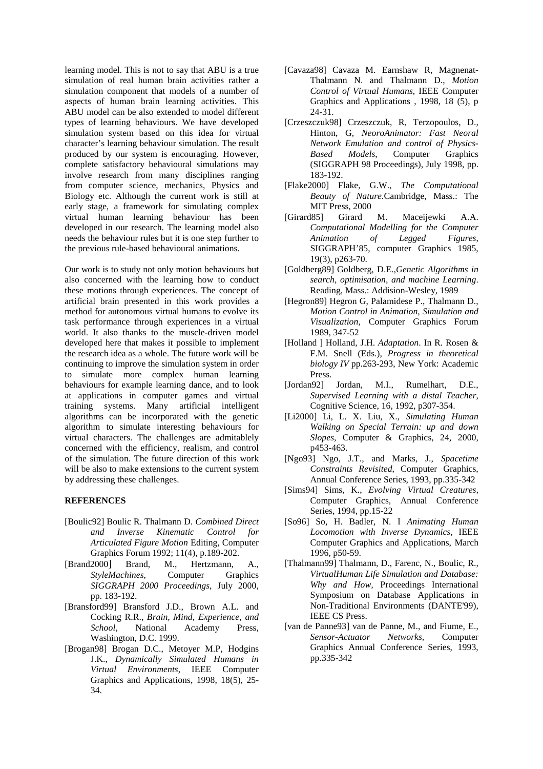learning model. This is not to say that ABU is a true simulation of real human brain activities rather a simulation component that models of a number of aspects of human brain learning activities. This ABU model can be also extended to model different types of learning behaviours. We have developed simulation system based on this idea for virtual character's learning behaviour simulation. The result produced by our system is encouraging. However, complete satisfactory behavioural simulations may involve research from many disciplines ranging from computer science, mechanics, Physics and Biology etc. Although the current work is still at early stage, a framework for simulating complex virtual human learning behaviour has been developed in our research. The learning model also needs the behaviour rules but it is one step further to the previous rule-based behavioural animations.

Our work is to study not only motion behaviours but also concerned with the learning how to conduct these motions through experiences. The concept of artificial brain presented in this work provides a method for autonomous virtual humans to evolve its task performance through experiences in a virtual world. It also thanks to the muscle-driven model developed here that makes it possible to implement the research idea as a whole. The future work will be continuing to improve the simulation system in order to simulate more complex human learning behaviours for example learning dance, and to look at applications in computer games and virtual training systems. Many artificial intelligent algorithms can be incorporated with the genetic algorithm to simulate interesting behaviours for virtual characters. The challenges are admitablely concerned with the efficiency, realism, and control of the simulation. The future direction of this work will be also to make extensions to the current system by addressing these challenges.

## REFERENCES

[Boulic92] Boulic R. Thalmann D. *Combined Direct and Inverse Kinematic Control for Articulated Figure Motion* Editing, Computer Graphics Forum 1992; 11(4), p.189-202.

[Brand2000] Brand, M., Hertzmann, A., *StyleMachines*, Computer Graphics *SIGGRAPH 2000 Proceedings*, July 2000, pp. 183-192.

[Bransford99] Bransford J.D., Brown A.L. and Cocking R.R., *Brain, Mind, Experience, and School*, National Academy Press, Washington, D.C. 1999.

[Brogan98] Brogan D.C., Metoyer M.P, Hodgins J.K., *Dynamically Simulated Humans in Virtual Environments*, IEEE Computer Graphics and Applications, 1998, 18(5), 25-34.

[Cavaza98] Cavaza M. Earnshaw R, Magnenat-Thalmann N. and Thalmann D., *Motion Control of Virtual Humans*, IEEE Computer Graphics and Applications , 1998, 18 (5), p 24-31.

[Crzeszczuk98] Crzeszczuk, R, Terzopoulos, D., Hinton, G, *NeoroAnimator: Fast Neoral Network Emulation and control of Physics-Based Models*, Computer Graphics (SIGGRAPH 98 Proceedings), July 1998, pp. 183-192.

[Flake2000] Flake, G.W., *The Computational Beauty of Nature*.Cambridge, Mass.: The MIT Press, 2000

[Girard85] Girard M. Maceijewki A.A. *Computational Modelling for the Computer Animation of Legged Figures*, SIGGRAPH'85, computer Graphics 1985, 19(3), p263-70.

[Goldberg89] Goldberg, D.E.,*Genetic Algorithms in search, optimisation, and machine Learning*. Reading, Mass.: Addision-Wesley, 1989

[Hegron89] Hegron G, Palamidese P., Thalmann D., *Motion Control in Animation, Simulation and Visualization,* Computer Graphics Forum 1989, 347-52

[Holland ] Holland, J.H. *Adaptation*. In R. Rosen & F.M. Snell (Eds.), *Progress in theoretical biology IV* pp.263-293, New York: Academic Press.

[Jordan92] Jordan, M.I., Rumelhart, D.E., *Supervised Learning with a distal Teacher*, Cognitive Science, 16, 1992, p307-354.

[Li2000] Li, L. X. Liu, X., *Simulating Human Walking on Special Terrain: up and down Slopes*, Computer & Graphics, 24, 2000, p453-463.

[Ngo93] Ngo, J.T., and Marks, J., *Spacetime Constraints Revisited*, Computer Graphics, Annual Conference Series, 1993, pp.335-342

[Sims94] Sims, K., *Evolving Virtual Creatures,* Computer Graphics, Annual Conference Series, 1994, pp.15-22

[So96] So, H. Badler, N. I *Animating Human Locomotion with Inverse Dynamics*, IEEE Computer Graphics and Applications, March 1996, p50-59.

[Thalmann99] Thalmann, D., Farenc, N., Boulic, R., *VirtualHuman Life Simulation and Database: Why and How*, Proceedings International Symposium on Database Applications in Non-Traditional Environments (DANTE'99), IEEE CS Press.

[van de Panne93] van de Panne, M., and Fiume, E., *Sensor-Actuator Networks*, Computer Graphics Annual Conference Series, 1993, pp.335-342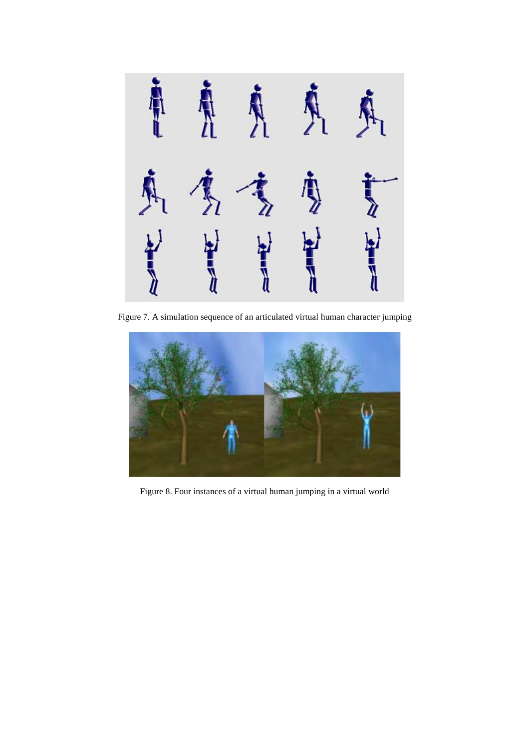Figure 7. A simulation sequence of an articulated virtual human character jumping

Figure 8. Four instances of a virtual human jumping in a virtual world